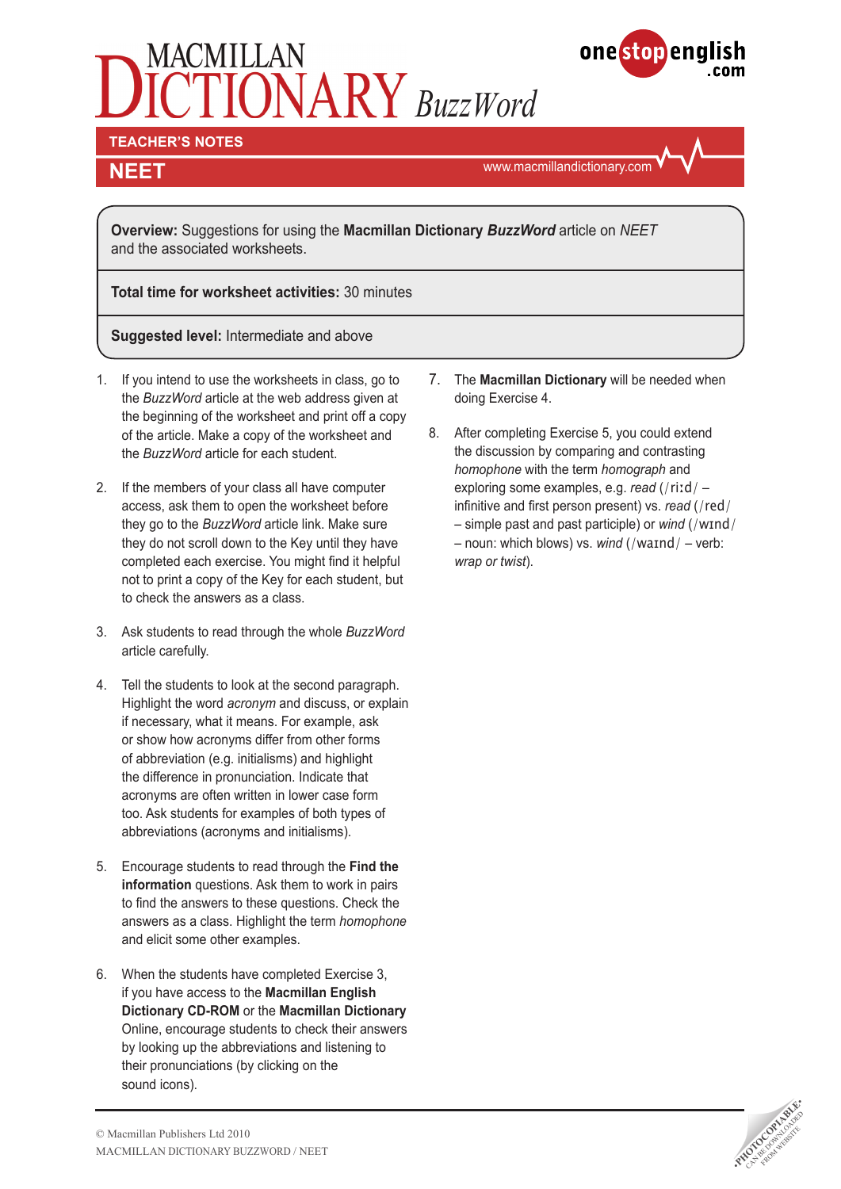# MACMILLAN DICTIONARY *BuzzWord*

onestopenglish.com

**TEACHER'S NOTES**

## NEET

www.macmillandictionary.com

**Overview:** Suggestions for using the **Macmillan Dictionary *BuzzWord*** article on *NEET* and the associated worksheets.

**Total time for worksheet activities:** 30 minutes

**Suggested level:** Intermediate and above

1. If you intend to use the worksheets in class, go to the *BuzzWord* article at the web address given at the beginning of the worksheet and print off a copy of the article. Make a copy of the worksheet and the *BuzzWord* article for each student.

2. If the members of your class all have computer access, ask them to open the worksheet before they go to the *BuzzWord* article link. Make sure they do not scroll down to the Key until they have completed each exercise. You might find it helpful not to print a copy of the Key for each student, but to check the answers as a class.

3. Ask students to read through the whole *BuzzWord* article carefully.

4. Tell the students to look at the second paragraph. Highlight the word *acronym* and discuss, or explain if necessary, what it means. For example, ask or show how acronyms differ from other forms of abbreviation (e.g. initialisms) and highlight the difference in pronunciation. Indicate that acronyms are often written in lower case form too. Ask students for examples of both types of abbreviations (acronyms and initialisms).

5. Encourage students to read through the **Find the information** questions. Ask them to work in pairs to find the answers to these questions. Check the answers as a class. Highlight the term *homophone* and elicit some other examples.

6. When the students have completed Exercise 3, if you have access to the **Macmillan English Dictionary CD-ROM** or the **Macmillan Dictionary** Online, encourage students to check their answers by looking up the abbreviations and listening to their pronunciations (by clicking on the sound icons).

7. The **Macmillan Dictionary** will be needed when doing Exercise 4.

8. After completing Exercise 5, you could extend the discussion by comparing and contrasting *homophone* with the term *homograph* and exploring some examples, e.g. *read* (/riːd/ – infinitive and first person present) vs. *read* (/red/ – simple past and past participle) or *wind* (/wɪnd/ – noun: which blows) vs. *wind* (/waɪnd/ – verb: *wrap or twist*).

© Macmillan Publishers Ltd 2010
MACMILLAN DICTIONARY BUZZWORD / NEET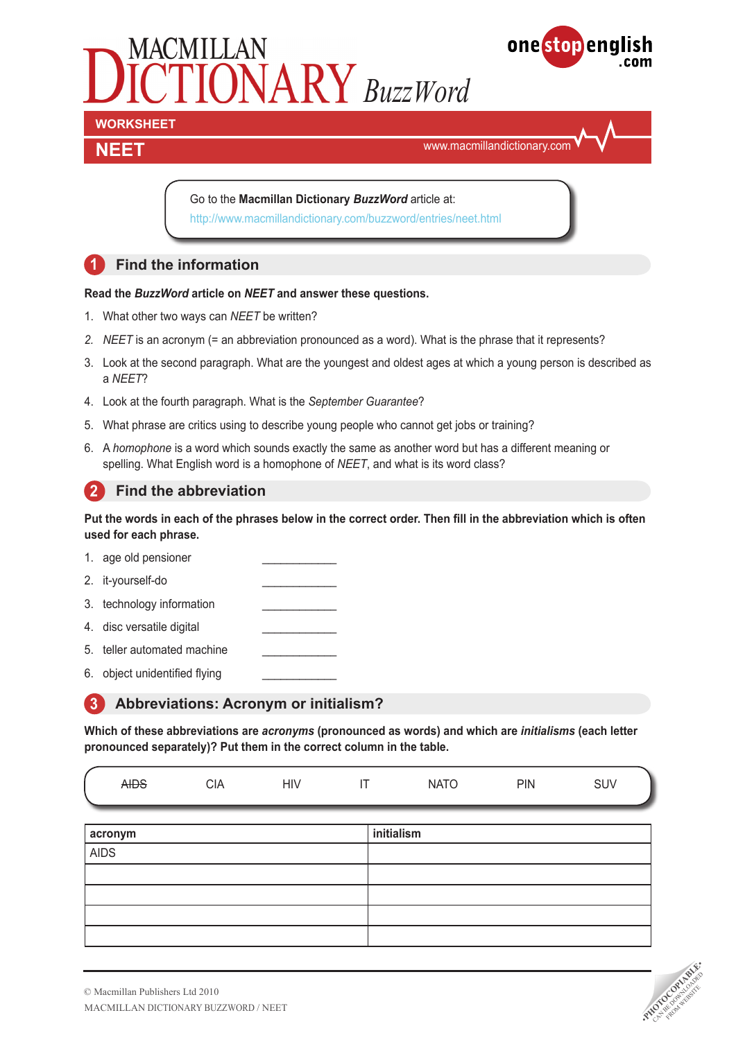MACMILLAN DICTIONARY *BuzzWord*

onestopenglish.com

WORKSHEET

# NEET

www.macmillandictionary.com

Go to the **Macmillan Dictionary *BuzzWord*** article at:
http://www.macmillandictionary.com/buzzword/entries/neet.html

## 1 Find the information

**Read the *BuzzWord* article on *NEET* and answer these questions.**

1. What other two ways can *NEET* be written?
2. *NEET* is an acronym (= an abbreviation pronounced as a word). What is the phrase that it represents?
3. Look at the second paragraph. What are the youngest and oldest ages at which a young person is described as a *NEET*?
4. Look at the fourth paragraph. What is the *September Guarantee*?
5. What phrase are critics using to describe young people who cannot get jobs or training?
6. A *homophone* is a word which sounds exactly the same as another word but has a different meaning or spelling. What English word is a homophone of *NEET*, and what is its word class?

## 2 Find the abbreviation

**Put the words in each of the phrases below in the correct order. Then fill in the abbreviation which is often used for each phrase.**

1. age old pensioner ____________
2. it-yourself-do ____________
3. technology information ____________
4. disc versatile digital ____________
5. teller automated machine ____________
6. object unidentified flying ____________

## 3 Abbreviations: Acronym or initialism?

**Which of these abbreviations are *acronyms* (pronounced as words) and which are *initialisms* (each letter pronounced separately)? Put them in the correct column in the table.**

~~AIDS~~ CIA HIV IT NATO PIN SUV

| acronym | initialism |
|---|---|
| AIDS | |
| | |
| | |
| | |
| | |

© Macmillan Publishers Ltd 2010
MACMILLAN DICTIONARY BUZZWORD / NEET

PHOTOCOPIABLE CAN BE DOWNLOADED FROM WEBSITE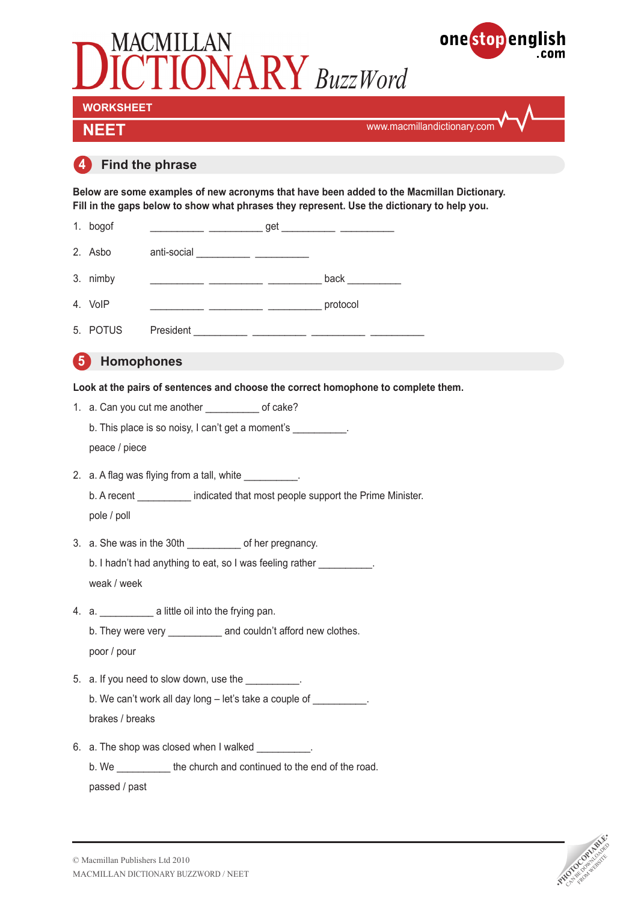# MACMILLAN DICTIONARY BuzzWord

onestopenglish.com

**WORKSHEET**

**NEET**

www.macmillandictionary.com

## 4 Find the phrase

**Below are some examples of new acronyms that have been added to the Macmillan Dictionary. Fill in the gaps below to show what phrases they represent. Use the dictionary to help you.**

1. bogof __________ __________ get __________ __________
2. Asbo anti-social __________ __________
3. nimby __________ __________ __________ back __________
4. VoIP __________ __________ __________ protocol
5. POTUS President __________ __________ __________ __________

## 5 Homophones

**Look at the pairs of sentences and choose the correct homophone to complete them.**

1. a. Can you cut me another __________ of cake?

   b. This place is so noisy, I can't get a moment's __________.

   peace / piece

2. a. A flag was flying from a tall, white __________.

   b. A recent __________ indicated that most people support the Prime Minister.

   pole / poll

3. a. She was in the 30th __________ of her pregnancy.

   b. I hadn't had anything to eat, so I was feeling rather __________.

   weak / week

4. a. __________ a little oil into the frying pan.

   b. They were very __________ and couldn't afford new clothes.

   poor / pour

5. a. If you need to slow down, use the __________.

   b. We can't work all day long – let's take a couple of __________.

   brakes / breaks

6. a. The shop was closed when I walked __________.

   b. We __________ the church and continued to the end of the road.

   passed / past

© Macmillan Publishers Ltd 2010
MACMILLAN DICTIONARY BUZZWORD / NEET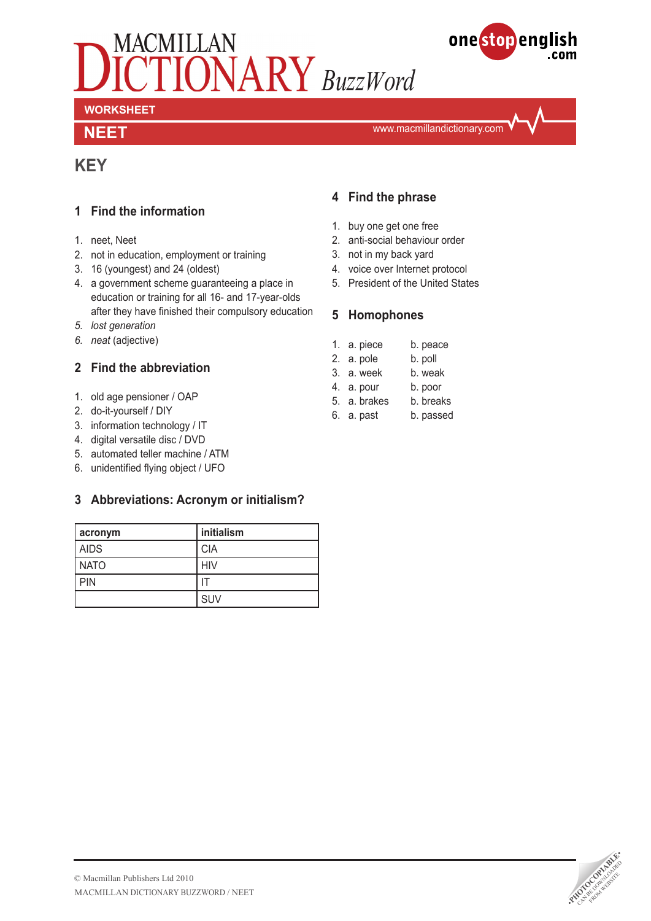# MACMILLAN DICTIONARY BuzzWord

onestopenglish.com

WORKSHEET

## NEET

www.macmillandictionary.com

## KEY

### 1 Find the information

1. neet, Neet
2. not in education, employment or training
3. 16 (youngest) and 24 (oldest)
4. a government scheme guaranteeing a place in education or training for all 16- and 17-year-olds after they have finished their compulsory education
5. *lost generation*
6. *neat* (adjective)

### 2 Find the abbreviation

1. old age pensioner / OAP
2. do-it-yourself / DIY
3. information technology / IT
4. digital versatile disc / DVD
5. automated teller machine / ATM
6. unidentified flying object / UFO

### 3 Abbreviations: Acronym or initialism?

| acronym | initialism |
|---|---|
| AIDS | CIA |
| NATO | HIV |
| PIN | IT |
| | SUV |

### 4 Find the phrase

1. buy one get one free
2. anti-social behaviour order
3. not in my back yard
4. voice over Internet protocol
5. President of the United States

### 5 Homophones

1. a. piece b. peace
2. a. pole b. poll
3. a. week b. weak
4. a. pour b. poor
5. a. brakes b. breaks
6. a. past b. passed

© Macmillan Publishers Ltd 2010
MACMILLAN DICTIONARY BUZZWORD / NEET

•PHOTOCOPIABLE• CAN BE DOWNLOADED FROM WEBSITE